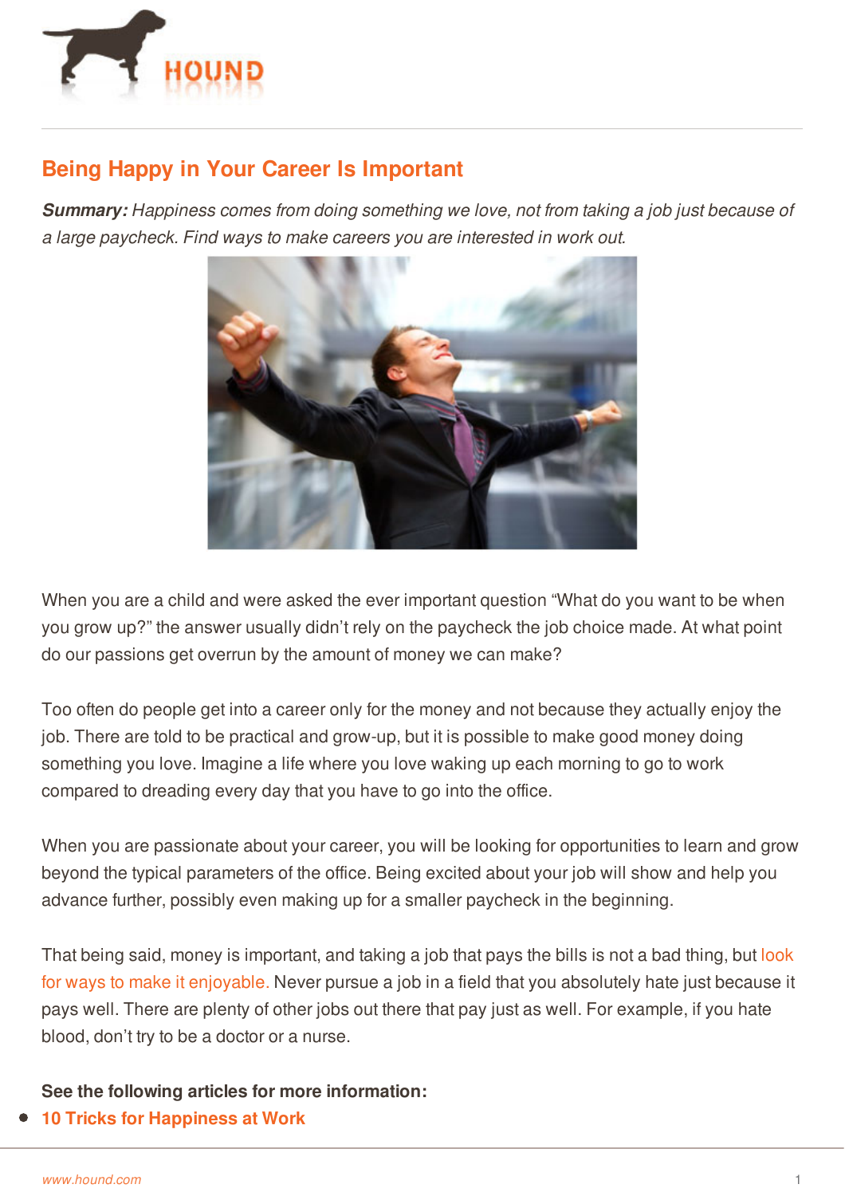# Being Happy in Your Career Is Important

***Summary:*** *Happiness comes from doing something we love, not from taking a job just because of a large paycheck. Find ways to make careers you are interested in work out.*

When you are a child and were asked the ever important question "What do you want to be when you grow up?" the answer usually didn't rely on the paycheck the job choice made. At what point do our passions get overrun by the amount of money we can make?

Too often do people get into a career only for the money and not because they actually enjoy the job. There are told to be practical and grow-up, but it is possible to make good money doing something you love. Imagine a life where you love waking up each morning to go to work compared to dreading every day that you have to go into the office.

When you are passionate about your career, you will be looking for opportunities to learn and grow beyond the typical parameters of the office. Being excited about your job will show and help you advance further, possibly even making up for a smaller paycheck in the beginning.

That being said, money is important, and taking a job that pays the bills is not a bad thing, but look for ways to make it enjoyable. Never pursue a job in a field that you absolutely hate just because it pays well. There are plenty of other jobs out there that pay just as well. For example, if you hate blood, don't try to be a doctor or a nurse.

**See the following articles for more information:**

- **10 Tricks for Happiness at Work**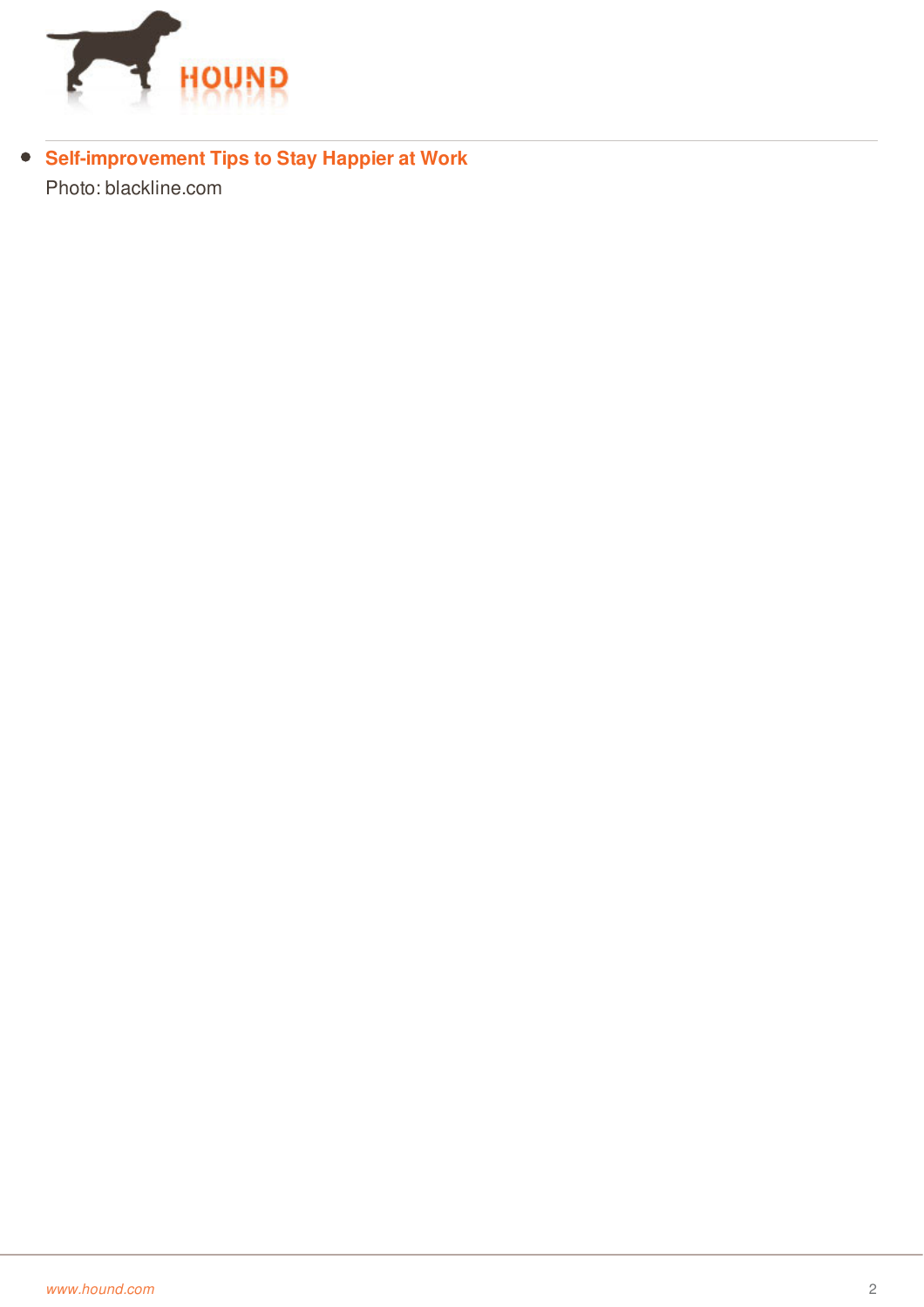- **Self-improvement Tips to Stay Happier at Work**

  Photo: blackline.com